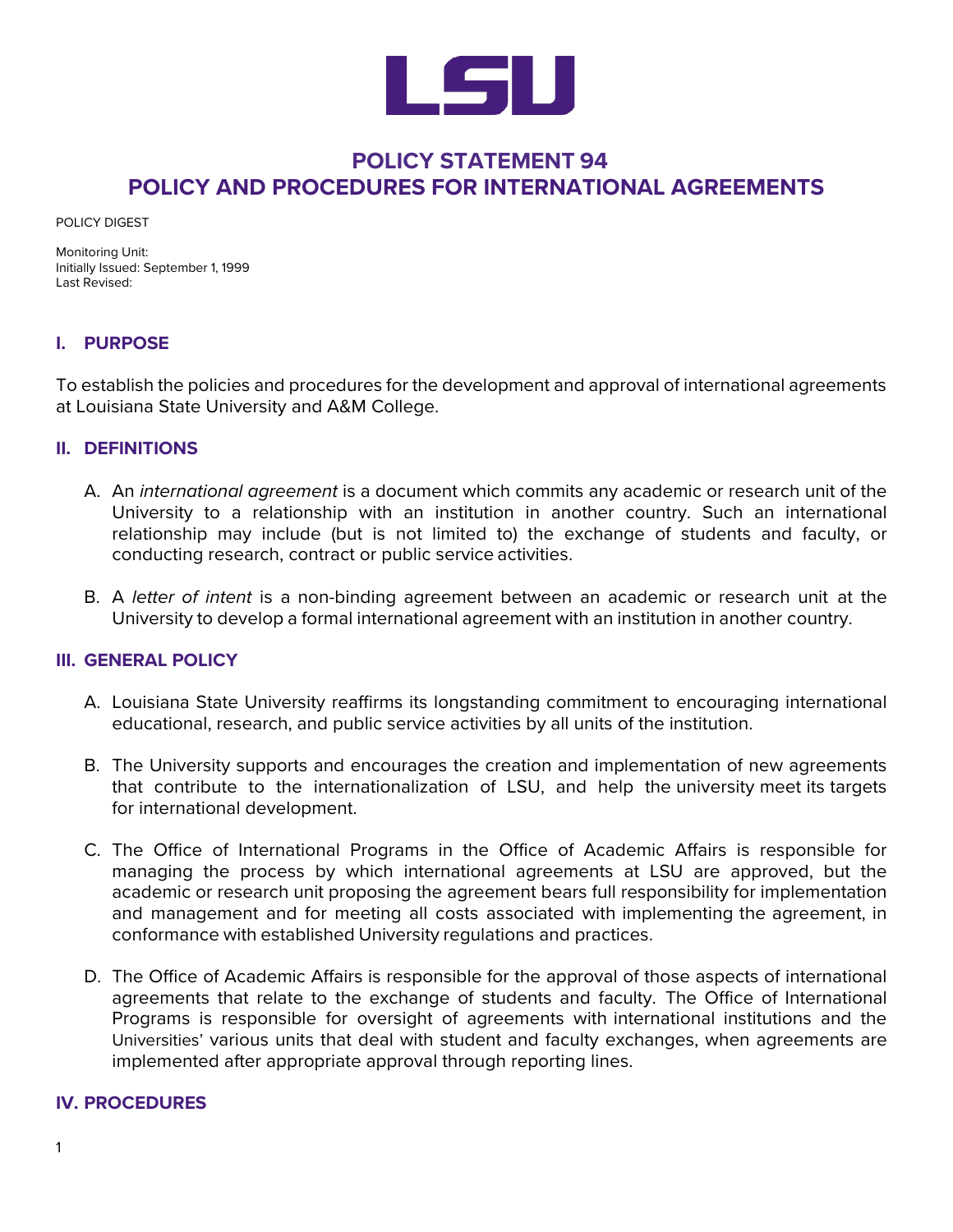LSU

# POLICY STATEMENT 94
# POLICY AND PROCEDURES FOR INTERNATIONAL AGREEMENTS

POLICY DIGEST

Monitoring Unit:
Initially Issued: September 1, 1999
Last Revised:

## I. PURPOSE

To establish the policies and procedures for the development and approval of international agreements at Louisiana State University and A&M College.

## II. DEFINITIONS

A. An *international agreement* is a document which commits any academic or research unit of the University to a relationship with an institution in another country. Such an international relationship may include (but is not limited to) the exchange of students and faculty, or conducting research, contract or public service activities.

B. A *letter of intent* is a non-binding agreement between an academic or research unit at the University to develop a formal international agreement with an institution in another country.

## III. GENERAL POLICY

A. Louisiana State University reaffirms its longstanding commitment to encouraging international educational, research, and public service activities by all units of the institution.

B. The University supports and encourages the creation and implementation of new agreements that contribute to the internationalization of LSU, and help the university meet its targets for international development.

C. The Office of International Programs in the Office of Academic Affairs is responsible for managing the process by which international agreements at LSU are approved, but the academic or research unit proposing the agreement bears full responsibility for implementation and management and for meeting all costs associated with implementing the agreement, in conformance with established University regulations and practices.

D. The Office of Academic Affairs is responsible for the approval of those aspects of international agreements that relate to the exchange of students and faculty. The Office of International Programs is responsible for oversight of agreements with international institutions and the Universities' various units that deal with student and faculty exchanges, when agreements are implemented after appropriate approval through reporting lines.

## IV. PROCEDURES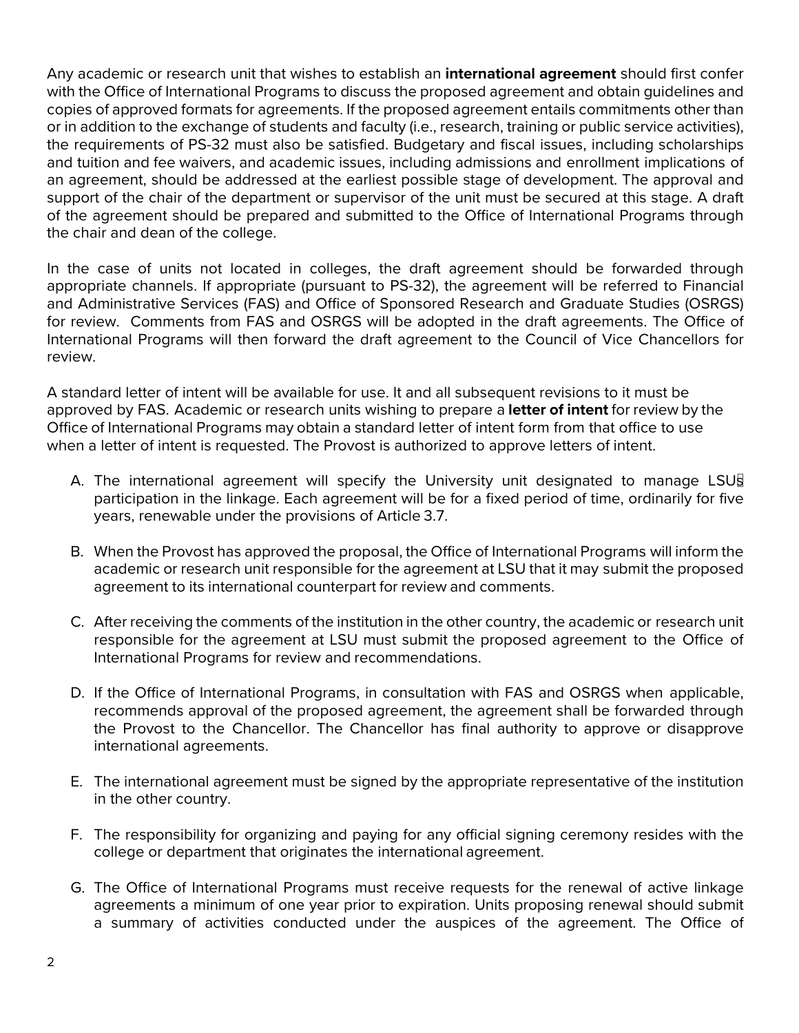Any academic or research unit that wishes to establish an **international agreement** should first confer with the Office of International Programs to discuss the proposed agreement and obtain guidelines and copies of approved formats for agreements. If the proposed agreement entails commitments other than or in addition to the exchange of students and faculty (i.e., research, training or public service activities), the requirements of PS-32 must also be satisfied. Budgetary and fiscal issues, including scholarships and tuition and fee waivers, and academic issues, including admissions and enrollment implications of an agreement, should be addressed at the earliest possible stage of development. The approval and support of the chair of the department or supervisor of the unit must be secured at this stage. A draft of the agreement should be prepared and submitted to the Office of International Programs through the chair and dean of the college.

In the case of units not located in colleges, the draft agreement should be forwarded through appropriate channels. If appropriate (pursuant to PS-32), the agreement will be referred to Financial and Administrative Services (FAS) and Office of Sponsored Research and Graduate Studies (OSRGS) for review. Comments from FAS and OSRGS will be adopted in the draft agreements. The Office of International Programs will then forward the draft agreement to the Council of Vice Chancellors for review.

A standard letter of intent will be available for use. It and all subsequent revisions to it must be approved by FAS. Academic or research units wishing to prepare a **letter of intent** for review by the Office of International Programs may obtain a standard letter of intent form from that office to use when a letter of intent is requested. The Provost is authorized to approve letters of intent.

A. The international agreement will specify the University unit designated to manage LSU's participation in the linkage. Each agreement will be for a fixed period of time, ordinarily for five years, renewable under the provisions of Article 3.7.

B. When the Provost has approved the proposal, the Office of International Programs will inform the academic or research unit responsible for the agreement at LSU that it may submit the proposed agreement to its international counterpart for review and comments.

C. After receiving the comments of the institution in the other country, the academic or research unit responsible for the agreement at LSU must submit the proposed agreement to the Office of International Programs for review and recommendations.

D. If the Office of International Programs, in consultation with FAS and OSRGS when applicable, recommends approval of the proposed agreement, the agreement shall be forwarded through the Provost to the Chancellor. The Chancellor has final authority to approve or disapprove international agreements.

E. The international agreement must be signed by the appropriate representative of the institution in the other country.

F. The responsibility for organizing and paying for any official signing ceremony resides with the college or department that originates the international agreement.

G. The Office of International Programs must receive requests for the renewal of active linkage agreements a minimum of one year prior to expiration. Units proposing renewal should submit a summary of activities conducted under the auspices of the agreement. The Office of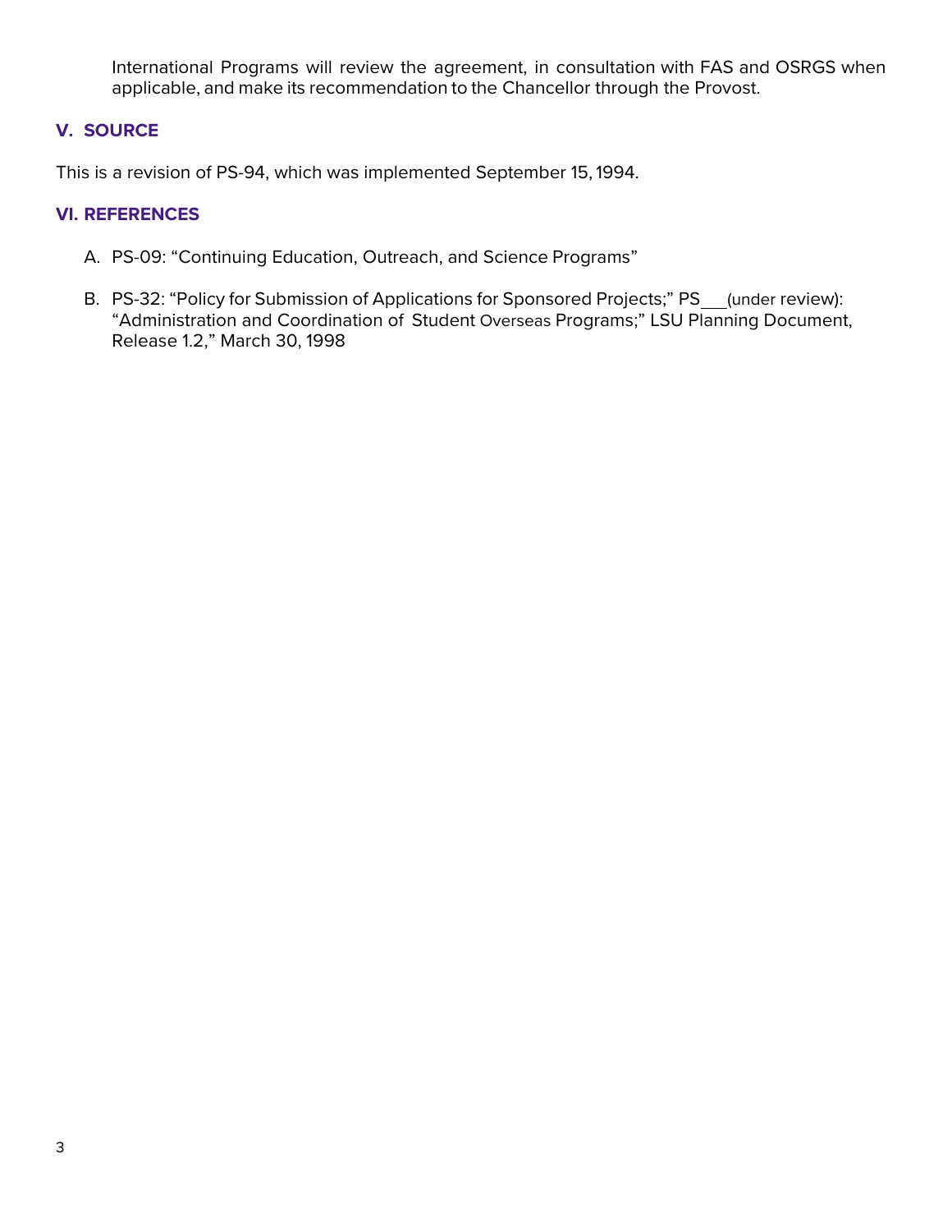International Programs will review the agreement, in consultation with FAS and OSRGS when applicable, and make its recommendation to the Chancellor through the Provost.

## V. SOURCE

This is a revision of PS-94, which was implemented September 15, 1994.

## VI. REFERENCES

A. PS-09: "Continuing Education, Outreach, and Science Programs"

B. PS-32: "Policy for Submission of Applications for Sponsored Projects;" PS___(under review): "Administration and Coordination of Student Overseas Programs;" LSU Planning Document, Release 1.2," March 30, 1998